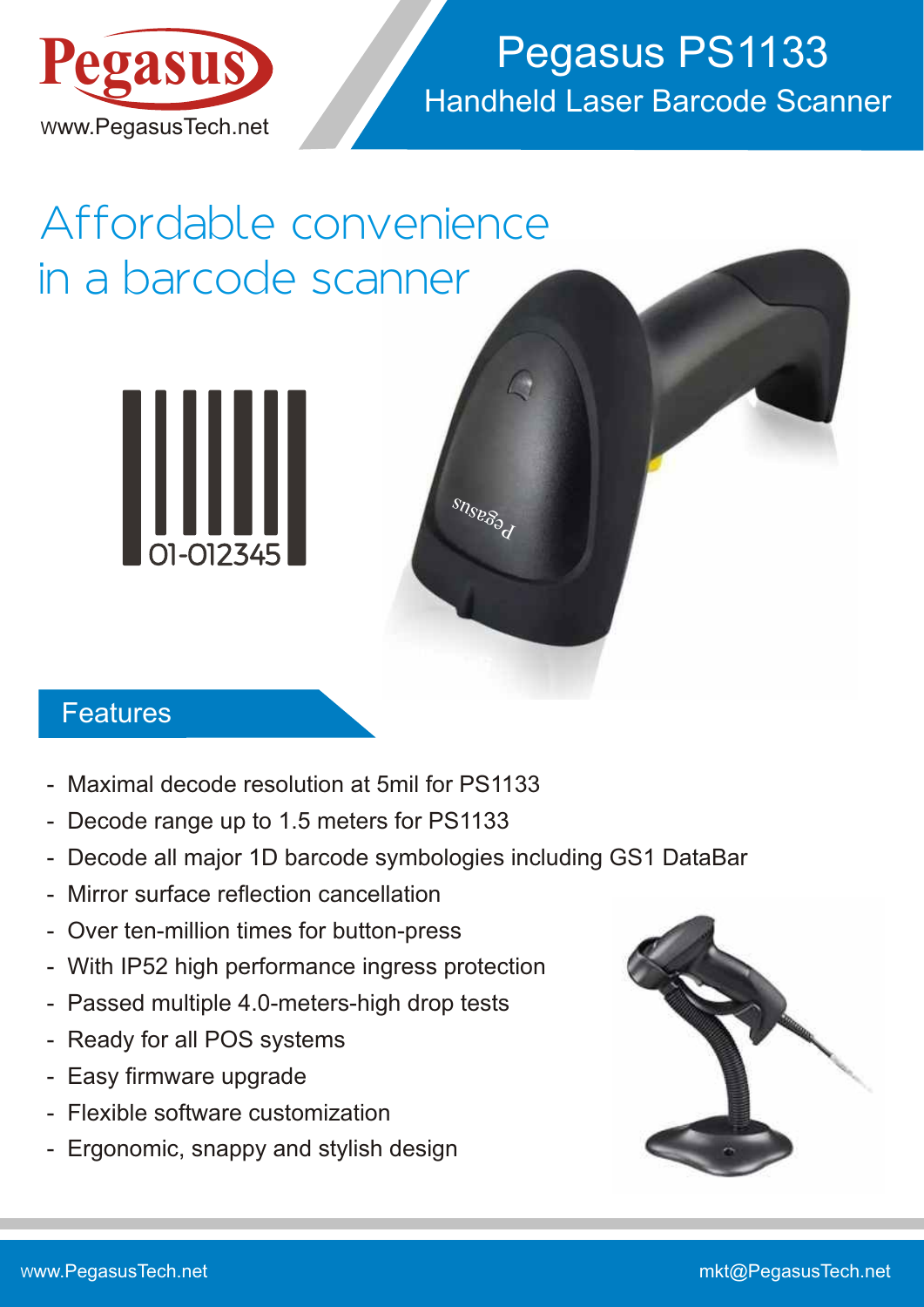# Pegasus PS1133

## Handheld Laser Barcode Scanner

Pegasus
www.PegasusTech.net

# Affordable convenience in a barcode scanner

01-012345

## Features

- Maximal decode resolution at 5mil for PS1133
- Decode range up to 1.5 meters for PS1133
- Decode all major 1D barcode symbologies including GS1 DataBar
- Mirror surface reflection cancellation
- Over ten-million times for button-press
- With IP52 high performance ingress protection
- Passed multiple 4.0-meters-high drop tests
- Ready for all POS systems
- Easy firmware upgrade
- Flexible software customization
- Ergonomic, snappy and stylish design

www.PegasusTech.net mkt@PegasusTech.net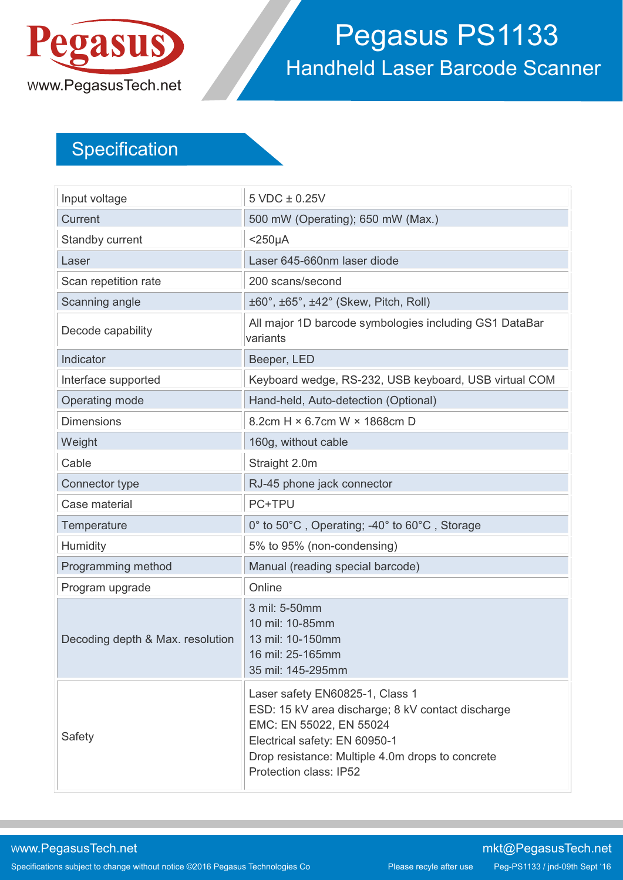# Pegasus PS1133

## Handheld Laser Barcode Scanner

## Specification

| | |
|---|---|
| Input voltage | 5 VDC ± 0.25V |
| Current | 500 mW (Operating); 650 mW (Max.) |
| Standby current | <250μA |
| Laser | Laser 645-660nm laser diode |
| Scan repetition rate | 200 scans/second |
| Scanning angle | ±60°, ±65°, ±42° (Skew, Pitch, Roll) |
| Decode capability | All major 1D barcode symbologies including GS1 DataBar variants |
| Indicator | Beeper, LED |
| Interface supported | Keyboard wedge, RS-232, USB keyboard, USB virtual COM |
| Operating mode | Hand-held, Auto-detection (Optional) |
| Dimensions | 8.2cm H × 6.7cm W × 1868cm D |
| Weight | 160g, without cable |
| Cable | Straight 2.0m |
| Connector type | RJ-45 phone jack connector |
| Case material | PC+TPU |
| Temperature | 0° to 50°C , Operating; -40° to 60°C , Storage |
| Humidity | 5% to 95% (non-condensing) |
| Programming method | Manual (reading special barcode) |
| Program upgrade | Online |
| Decoding depth & Max. resolution | 3 mil: 5-50mm<br>10 mil: 10-85mm<br>13 mil: 10-150mm<br>16 mil: 25-165mm<br>35 mil: 145-295mm |
| Safety | Laser safety EN60825-1, Class 1<br>ESD: 15 kV area discharge; 8 kV contact discharge<br>EMC: EN 55022, EN 55024<br>Electrical safety: EN 60950-1<br>Drop resistance: Multiple 4.0m drops to concrete<br>Protection class: IP52 |

www.PegasusTech.net

mkt@PegasusTech.net

Specifications subject to change without notice ©2016 Pegasus Technologies Co

Please recyle after use

Peg-PS1133 / jnd-09th Sept '16